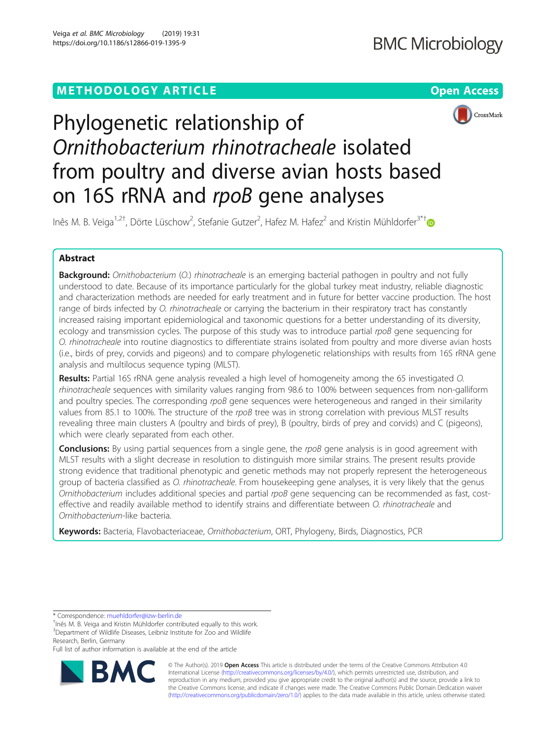METHODOLOGY ARTICLE

Open Access

# Phylogenetic relationship of *Ornithobacterium rhinotracheale* isolated from poultry and diverse avian hosts based on 16S rRNA and *rpoB* gene analyses

Inês M. B. Veiga[1,2†], Dörte Lüschow[2], Stefanie Gutzer[2], Hafez M. Hafez[2] and Kristin Mühldorfer[3*†]

## Abstract

**Background:** *Ornithobacterium* (*O.*) *rhinotracheale* is an emerging bacterial pathogen in poultry and not fully understood to date. Because of its importance particularly for the global turkey meat industry, reliable diagnostic and characterization methods are needed for early treatment and in future for better vaccine production. The host range of birds infected by *O. rhinotracheale* or carrying the bacterium in their respiratory tract has constantly increased raising important epidemiological and taxonomic questions for a better understanding of its diversity, ecology and transmission cycles. The purpose of this study was to introduce partial *rpoB* gene sequencing for *O. rhinotracheale* into routine diagnostics to differentiate strains isolated from poultry and more diverse avian hosts (i.e., birds of prey, corvids and pigeons) and to compare phylogenetic relationships with results from 16S rRNA gene analysis and multilocus sequence typing (MLST).

**Results:** Partial 16S rRNA gene analysis revealed a high level of homogeneity among the 65 investigated *O. rhinotracheale* sequences with similarity values ranging from 98.6 to 100% between sequences from non-galliform and poultry species. The corresponding *rpoB* gene sequences were heterogeneous and ranged in their similarity values from 85.1 to 100%. The structure of the *rpoB* tree was in strong correlation with previous MLST results revealing three main clusters A (poultry and birds of prey), B (poultry, birds of prey and corvids) and C (pigeons), which were clearly separated from each other.

**Conclusions:** By using partial sequences from a single gene, the *rpoB* gene analysis is in good agreement with MLST results with a slight decrease in resolution to distinguish more similar strains. The present results provide strong evidence that traditional phenotypic and genetic methods may not properly represent the heterogeneous group of bacteria classified as *O. rhinotracheale*. From housekeeping gene analyses, it is very likely that the genus *Ornithobacterium* includes additional species and partial *rpoB* gene sequencing can be recommended as fast, cost-effective and readily available method to identify strains and differentiate between *O. rhinotracheale* and *Ornithobacterium*-like bacteria.

**Keywords:** Bacteria, Flavobacteriaceae, *Ornithobacterium*, ORT, Phylogeny, Birds, Diagnostics, PCR

\* Correspondence: muehldorfer@izw-berlin.de

†Inês M. B. Veiga and Kristin Mühldorfer contributed equally to this work.

[3]Department of Wildlife Diseases, Leibniz Institute for Zoo and Wildlife Research, Berlin, Germany

Full list of author information is available at the end of the article

© The Author(s). 2019 **Open Access** This article is distributed under the terms of the Creative Commons Attribution 4.0 International License (http://creativecommons.org/licenses/by/4.0/), which permits unrestricted use, distribution, and reproduction in any medium, provided you give appropriate credit to the original author(s) and the source, provide a link to the Creative Commons license, and indicate if changes were made. The Creative Commons Public Domain Dedication waiver (http://creativecommons.org/publicdomain/zero/1.0/) applies to the data made available in this article, unless otherwise stated.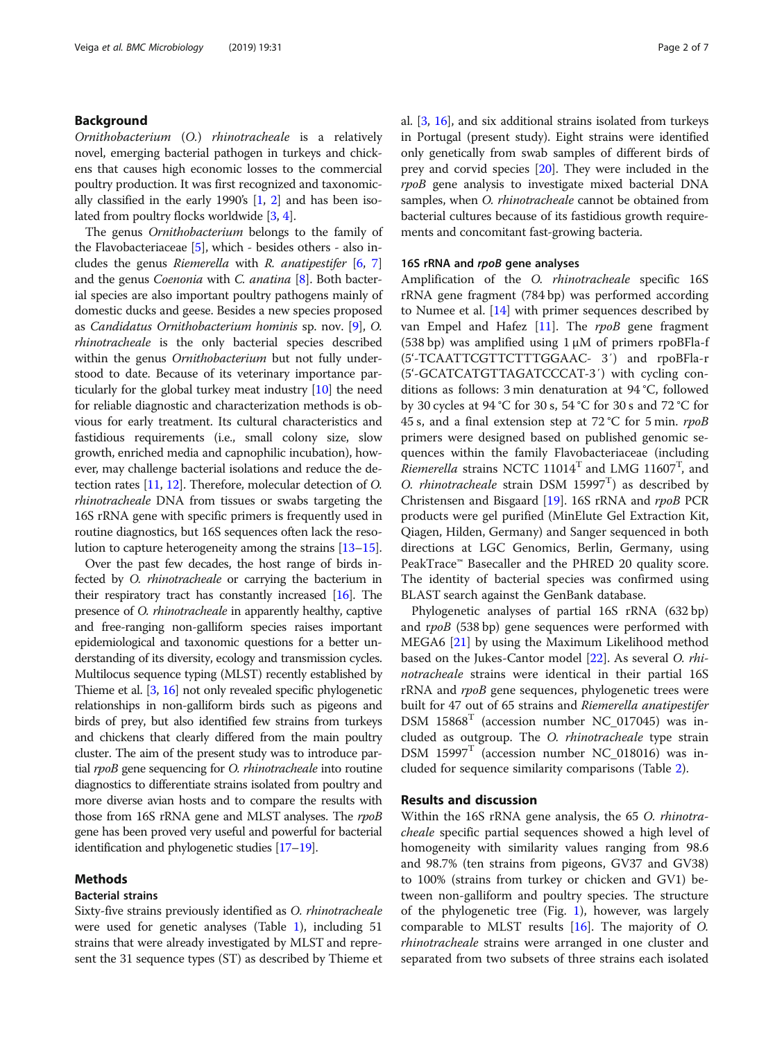## Background

*Ornithobacterium* (*O.*) *rhinotracheale* is a relatively novel, emerging bacterial pathogen in turkeys and chickens that causes high economic losses to the commercial poultry production. It was first recognized and taxonomically classified in the early 1990's [1, 2] and has been isolated from poultry flocks worldwide [3, 4].

The genus *Ornithobacterium* belongs to the family of the Flavobacteriaceae [5], which - besides others - also includes the genus *Riemerella* with *R. anatipestifer* [6, 7] and the genus *Coenonia* with *C. anatina* [8]. Both bacterial species are also important poultry pathogens mainly of domestic ducks and geese. Besides a new species proposed as *Candidatus Ornithobacterium hominis* sp. nov. [9], *O. rhinotracheale* is the only bacterial species described within the genus *Ornithobacterium* but not fully understood to date. Because of its veterinary importance particularly for the global turkey meat industry [10] the need for reliable diagnostic and characterization methods is obvious for early treatment. Its cultural characteristics and fastidious requirements (i.e., small colony size, slow growth, enriched media and capnophilic incubation), however, may challenge bacterial isolations and reduce the detection rates [11, 12]. Therefore, molecular detection of *O. rhinotracheale* DNA from tissues or swabs targeting the 16S rRNA gene with specific primers is frequently used in routine diagnostics, but 16S sequences often lack the resolution to capture heterogeneity among the strains [13–15].

Over the past few decades, the host range of birds infected by *O. rhinotracheale* or carrying the bacterium in their respiratory tract has constantly increased [16]. The presence of *O. rhinotracheale* in apparently healthy, captive and free-ranging non-galliform species raises important epidemiological and taxonomic questions for a better understanding of its diversity, ecology and transmission cycles. Multilocus sequence typing (MLST) recently established by Thieme et al. [3, 16] not only revealed specific phylogenetic relationships in non-galliform birds such as pigeons and birds of prey, but also identified few strains from turkeys and chickens that clearly differed from the main poultry cluster. The aim of the present study was to introduce partial *rpoB* gene sequencing for *O. rhinotracheale* into routine diagnostics to differentiate strains isolated from poultry and more diverse avian hosts and to compare the results with those from 16S rRNA gene and MLST analyses. The *rpoB* gene has been proved very useful and powerful for bacterial identification and phylogenetic studies [17–19].

## Methods

### Bacterial strains

Sixty-five strains previously identified as *O. rhinotracheale* were used for genetic analyses (Table 1), including 51 strains that were already investigated by MLST and represent the 31 sequence types (ST) as described by Thieme et al. [3, 16], and six additional strains isolated from turkeys in Portugal (present study). Eight strains were identified only genetically from swab samples of different birds of prey and corvid species [20]. They were included in the *rpoB* gene analysis to investigate mixed bacterial DNA samples, when *O. rhinotracheale* cannot be obtained from bacterial cultures because of its fastidious growth requirements and concomitant fast-growing bacteria.

### 16S rRNA and *rpoB* gene analyses

Amplification of the *O. rhinotracheale* specific 16S rRNA gene fragment (784 bp) was performed according to Numee et al. [14] with primer sequences described by van Empel and Hafez [11]. The *rpoB* gene fragment (538 bp) was amplified using 1 μM of primers rpoBFla-f (5'-TCAATTCGTTCTTTGGAAC- 3′) and rpoBFla-r (5'-GCATCATGTTAGATCCCAT-3′) with cycling conditions as follows: 3 min denaturation at 94 °C, followed by 30 cycles at 94 °C for 30 s, 54 °C for 30 s and 72 °C for 45 s, and a final extension step at 72 °C for 5 min. *rpoB* primers were designed based on published genomic sequences within the family Flavobacteriaceae (including *Riemerella* strains NCTC 11014$^T$ and LMG 11607$^T$, and *O. rhinotracheale* strain DSM 15997$^T$) as described by Christensen and Bisgaard [19]. 16S rRNA and *rpoB* PCR products were gel purified (MinElute Gel Extraction Kit, Qiagen, Hilden, Germany) and Sanger sequenced in both directions at LGC Genomics, Berlin, Germany, using PeakTrace™ Basecaller and the PHRED 20 quality score. The identity of bacterial species was confirmed using BLAST search against the GenBank database.

Phylogenetic analyses of partial 16S rRNA (632 bp) and *rpoB* (538 bp) gene sequences were performed with MEGA6 [21] by using the Maximum Likelihood method based on the Jukes-Cantor model [22]. As several *O. rhinotracheale* strains were identical in their partial 16S rRNA and *rpoB* gene sequences, phylogenetic trees were built for 47 out of 65 strains and *Riemerella anatipestifer* DSM 15868$^T$ (accession number NC_017045) was included as outgroup. The *O. rhinotracheale* type strain DSM 15997$^T$ (accession number NC_018016) was included for sequence similarity comparisons (Table 2).

## Results and discussion

Within the 16S rRNA gene analysis, the 65 *O. rhinotracheale* specific partial sequences showed a high level of homogeneity with similarity values ranging from 98.6 and 98.7% (ten strains from pigeons, GV37 and GV38) to 100% (strains from turkey or chicken and GV1) between non-galliform and poultry species. The structure of the phylogenetic tree (Fig. 1), however, was largely comparable to MLST results [16]. The majority of *O. rhinotracheale* strains were arranged in one cluster and separated from two subsets of three strains each isolated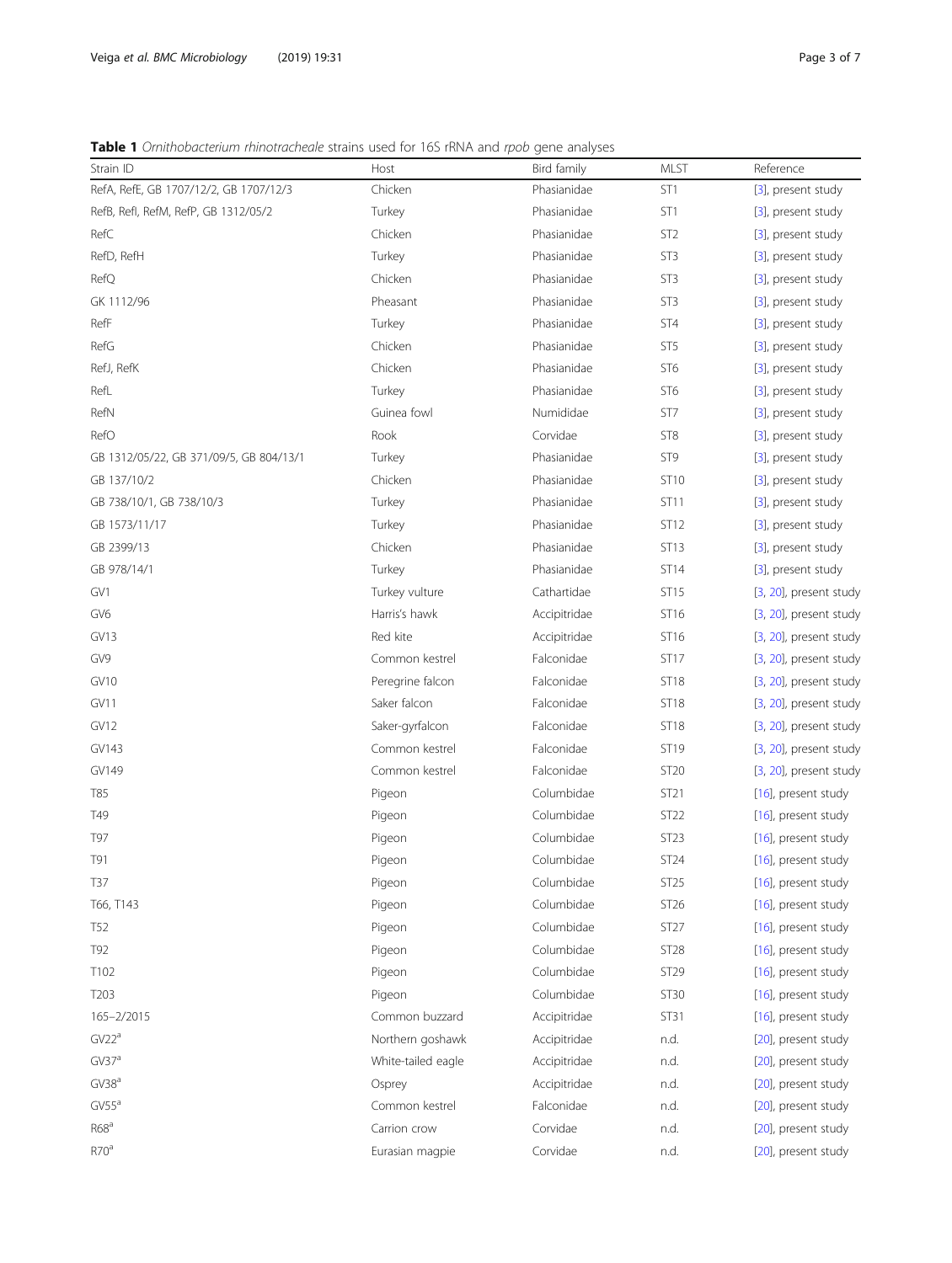**Table 1** *Ornithobacterium rhinotracheale* strains used for 16S rRNA and *rpob* gene analyses

| Strain ID | Host | Bird family | MLST | Reference |
|---|---|---|---|---|
| RefA, RefE, GB 1707/12/2, GB 1707/12/3 | Chicken | Phasianidae | ST1 | [3], present study |
| RefB, RefI, RefM, RefP, GB 1312/05/2 | Turkey | Phasianidae | ST1 | [3], present study |
| RefC | Chicken | Phasianidae | ST2 | [3], present study |
| RefD, RefH | Turkey | Phasianidae | ST3 | [3], present study |
| RefQ | Chicken | Phasianidae | ST3 | [3], present study |
| GK 1112/96 | Pheasant | Phasianidae | ST3 | [3], present study |
| RefF | Turkey | Phasianidae | ST4 | [3], present study |
| RefG | Chicken | Phasianidae | ST5 | [3], present study |
| RefJ, RefK | Chicken | Phasianidae | ST6 | [3], present study |
| RefL | Turkey | Phasianidae | ST6 | [3], present study |
| RefN | Guinea fowl | Numididae | ST7 | [3], present study |
| RefO | Rook | Corvidae | ST8 | [3], present study |
| GB 1312/05/22, GB 371/09/5, GB 804/13/1 | Turkey | Phasianidae | ST9 | [3], present study |
| GB 137/10/2 | Chicken | Phasianidae | ST10 | [3], present study |
| GB 738/10/1, GB 738/10/3 | Turkey | Phasianidae | ST11 | [3], present study |
| GB 1573/11/17 | Turkey | Phasianidae | ST12 | [3], present study |
| GB 2399/13 | Chicken | Phasianidae | ST13 | [3], present study |
| GB 978/14/1 | Turkey | Phasianidae | ST14 | [3], present study |
| GV1 | Turkey vulture | Cathartidae | ST15 | [3, 20], present study |
| GV6 | Harris's hawk | Accipitridae | ST16 | [3, 20], present study |
| GV13 | Red kite | Accipitridae | ST16 | [3, 20], present study |
| GV9 | Common kestrel | Falconidae | ST17 | [3, 20], present study |
| GV10 | Peregrine falcon | Falconidae | ST18 | [3, 20], present study |
| GV11 | Saker falcon | Falconidae | ST18 | [3, 20], present study |
| GV12 | Saker-gyrfalcon | Falconidae | ST18 | [3, 20], present study |
| GV143 | Common kestrel | Falconidae | ST19 | [3, 20], present study |
| GV149 | Common kestrel | Falconidae | ST20 | [3, 20], present study |
| T85 | Pigeon | Columbidae | ST21 | [16], present study |
| T49 | Pigeon | Columbidae | ST22 | [16], present study |
| T97 | Pigeon | Columbidae | ST23 | [16], present study |
| T91 | Pigeon | Columbidae | ST24 | [16], present study |
| T37 | Pigeon | Columbidae | ST25 | [16], present study |
| T66, T143 | Pigeon | Columbidae | ST26 | [16], present study |
| T52 | Pigeon | Columbidae | ST27 | [16], present study |
| T92 | Pigeon | Columbidae | ST28 | [16], present study |
| T102 | Pigeon | Columbidae | ST29 | [16], present study |
| T203 | Pigeon | Columbidae | ST30 | [16], present study |
| 165–2/2015 | Common buzzard | Accipitridae | ST31 | [16], present study |
| GV22[a] | Northern goshawk | Accipitridae | n.d. | [20], present study |
| GV37[a] | White-tailed eagle | Accipitridae | n.d. | [20], present study |
| GV38[a] | Osprey | Accipitridae | n.d. | [20], present study |
| GV55[a] | Common kestrel | Falconidae | n.d. | [20], present study |
| R68[a] | Carrion crow | Corvidae | n.d. | [20], present study |
| R70[a] | Eurasian magpie | Corvidae | n.d. | [20], present study |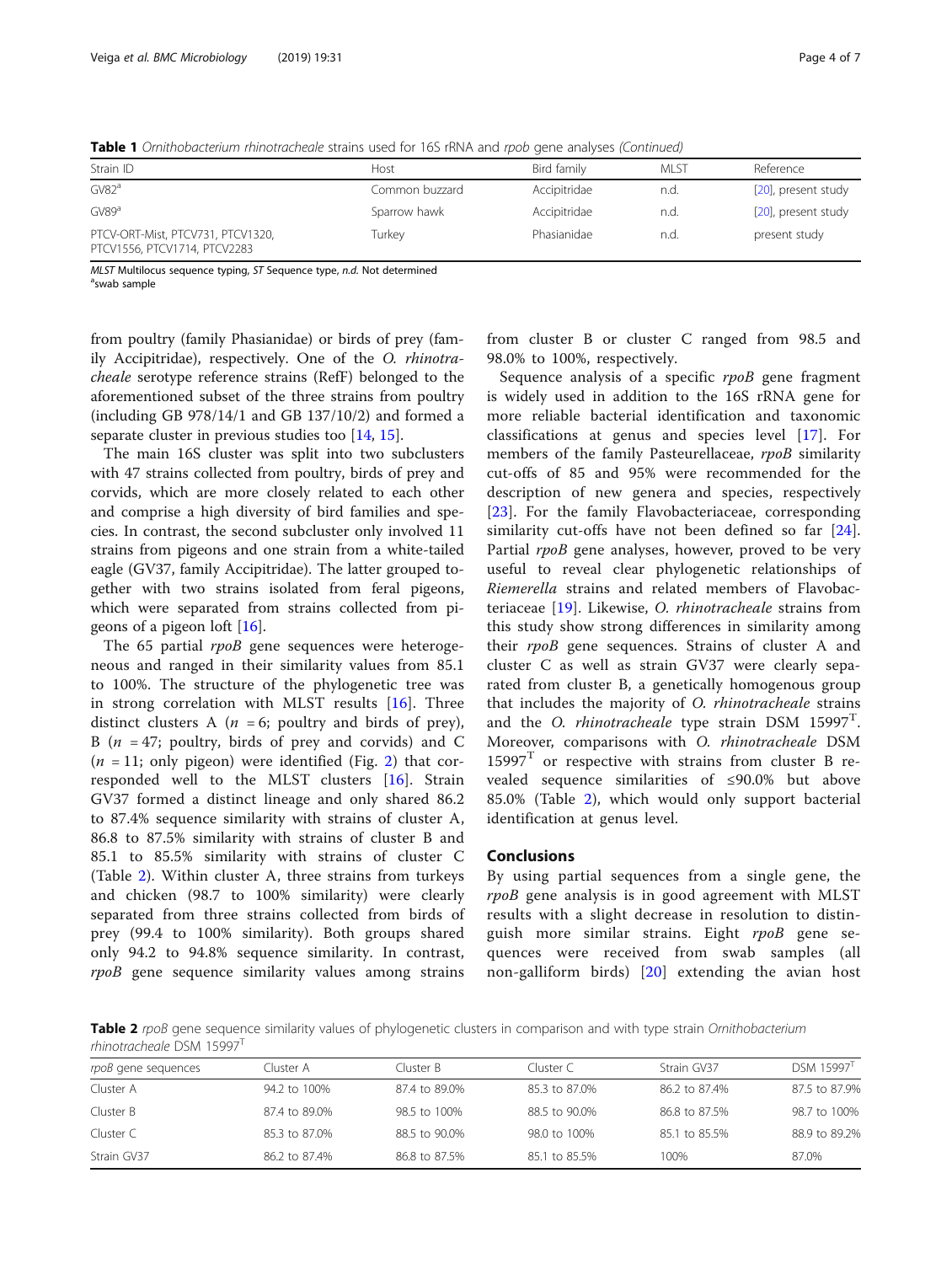**Table 1** *Ornithobacterium rhinotracheale* strains used for 16S rRNA and *rpob* gene analyses *(Continued)*

| Strain ID | Host | Bird family | MLST | Reference |
|---|---|---|---|---|
| GV82[a] | Common buzzard | Accipitridae | n.d. | [20], present study |
| GV89[a] | Sparrow hawk | Accipitridae | n.d. | [20], present study |
| PTCV-ORT-Mist, PTCV731, PTCV1320, PTCV1556, PTCV1714, PTCV2283 | Turkey | Phasianidae | n.d. | present study |

*MLST* Multilocus sequence typing, *ST* Sequence type, *n.d.* Not determined
[a]swab sample

from poultry (family Phasianidae) or birds of prey (family Accipitridae), respectively. One of the *O. rhinotracheale* serotype reference strains (RefF) belonged to the aforementioned subset of the three strains from poultry (including GB 978/14/1 and GB 137/10/2) and formed a separate cluster in previous studies too [14, 15].

The main 16S cluster was split into two subclusters with 47 strains collected from poultry, birds of prey and corvids, which are more closely related to each other and comprise a high diversity of bird families and species. In contrast, the second subcluster only involved 11 strains from pigeons and one strain from a white-tailed eagle (GV37, family Accipitridae). The latter grouped together with two strains isolated from feral pigeons, which were separated from strains collected from pigeons of a pigeon loft [16].

The 65 partial *rpoB* gene sequences were heterogeneous and ranged in their similarity values from 85.1 to 100%. The structure of the phylogenetic tree was in strong correlation with MLST results [16]. Three distinct clusters A ($n$ = 6; poultry and birds of prey), B ($n$ = 47; poultry, birds of prey and corvids) and C ($n$ = 11; only pigeon) were identified (Fig. 2) that corresponded well to the MLST clusters [16]. Strain GV37 formed a distinct lineage and only shared 86.2 to 87.4% sequence similarity with strains of cluster A, 86.8 to 87.5% similarity with strains of cluster B and 85.1 to 85.5% similarity with strains of cluster C (Table 2). Within cluster A, three strains from turkeys and chicken (98.7 to 100% similarity) were clearly separated from three strains collected from birds of prey (99.4 to 100% similarity). Both groups shared only 94.2 to 94.8% sequence similarity. In contrast, *rpoB* gene sequence similarity values among strains from cluster B or cluster C ranged from 98.5 and 98.0% to 100%, respectively.

Sequence analysis of a specific *rpoB* gene fragment is widely used in addition to the 16S rRNA gene for more reliable bacterial identification and taxonomic classifications at genus and species level [17]. For members of the family Pasteurellaceae, *rpoB* similarity cut-offs of 85 and 95% were recommended for the description of new genera and species, respectively [23]. For the family Flavobacteriaceae, corresponding similarity cut-offs have not been defined so far [24]. Partial *rpoB* gene analyses, however, proved to be very useful to reveal clear phylogenetic relationships of *Riemerella* strains and related members of Flavobacteriaceae [19]. Likewise, *O. rhinotracheale* strains from this study show strong differences in similarity among their *rpoB* gene sequences. Strains of cluster A and cluster C as well as strain GV37 were clearly separated from cluster B, a genetically homogenous group that includes the majority of *O. rhinotracheale* strains and the *O. rhinotracheale* type strain DSM 15997[T]. Moreover, comparisons with *O. rhinotracheale* DSM 15997[T] or respective with strains from cluster B revealed sequence similarities of ≤90.0% but above 85.0% (Table 2), which would only support bacterial identification at genus level.

## Conclusions

By using partial sequences from a single gene, the *rpoB* gene analysis is in good agreement with MLST results with a slight decrease in resolution to distinguish more similar strains. Eight *rpoB* gene sequences were received from swab samples (all non-galliform birds) [20] extending the avian host

**Table 2** *rpoB* gene sequence similarity values of phylogenetic clusters in comparison and with type strain *Ornithobacterium rhinotracheale* DSM 15997[T]

| *rpoB* gene sequences | Cluster A | Cluster B | Cluster C | Strain GV37 | DSM 15997[T] |
|---|---|---|---|---|---|
| Cluster A | 94.2 to 100% | 87.4 to 89.0% | 85.3 to 87.0% | 86.2 to 87.4% | 87.5 to 87.9% |
| Cluster B | 87.4 to 89.0% | 98.5 to 100% | 88.5 to 90.0% | 86.8 to 87.5% | 98.7 to 100% |
| Cluster C | 85.3 to 87.0% | 88.5 to 90.0% | 98.0 to 100% | 85.1 to 85.5% | 88.9 to 89.2% |
| Strain GV37 | 86.2 to 87.4% | 86.8 to 87.5% | 85.1 to 85.5% | 100% | 87.0% |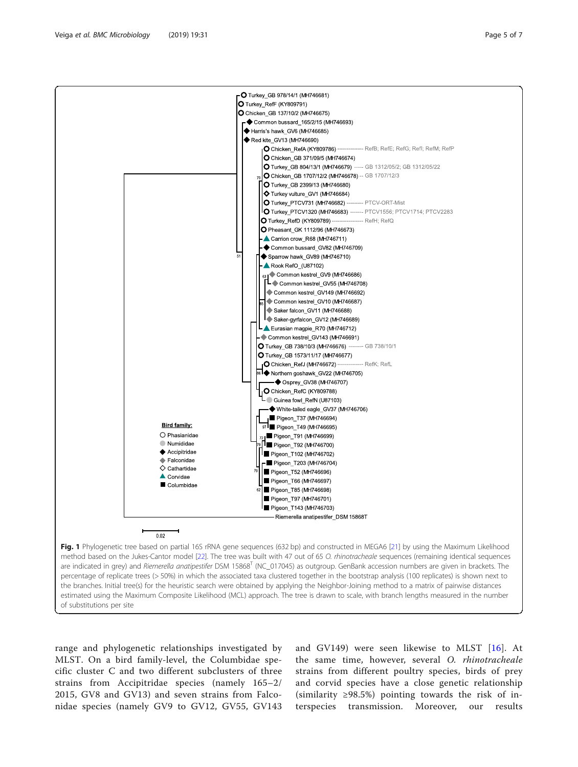Fig. 1 Phylogenetic tree based on partial 16S rRNA gene sequences (632 bp) and constructed in MEGA6 [21] by using the Maximum Likelihood method based on the Jukes-Cantor model [22]. The tree was built with 47 out of 65 *O. rhinotracheale* sequences (remaining identical sequences are indicated in grey) and *Riemerella anatipestifer* DSM 15868$^{T}$ (NC_017045) as outgroup. GenBank accession numbers are given in brackets. The percentage of replicate trees (> 50%) in which the associated taxa clustered together in the bootstrap analysis (100 replicates) is shown next to the branches. Initial tree(s) for the heuristic search were obtained by applying the Neighbor-Joining method to a matrix of pairwise distances estimated using the Maximum Composite Likelihood (MCL) approach. The tree is drawn to scale, with branch lengths measured in the number of substitutions per site

range and phylogenetic relationships investigated by MLST. On a bird family-level, the Columbidae specific cluster C and two different subclusters of three strains from Accipitridae species (namely 165–2/2015, GV8 and GV13) and seven strains from Falconidae species (namely GV9 to GV12, GV55, GV143 and GV149) were seen likewise to MLST [16]. At the same time, however, several *O. rhinotracheale* strains from different poultry species, birds of prey and corvid species have a close genetic relationship (similarity ≥98.5%) pointing towards the risk of interspecies transmission. Moreover, our results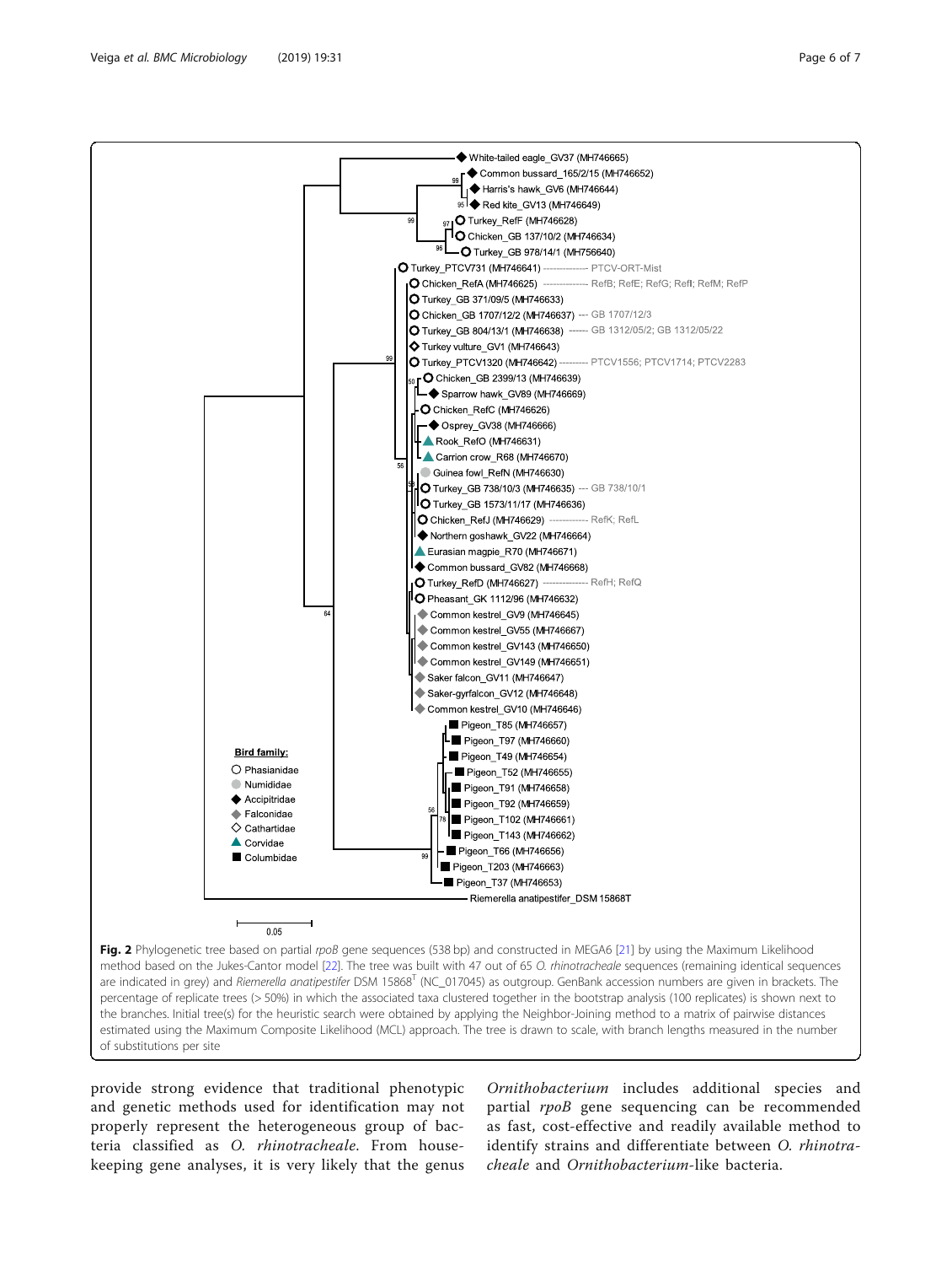**Fig. 2** Phylogenetic tree based on partial *rpoB* gene sequences (538 bp) and constructed in MEGA6 [21] by using the Maximum Likelihood method based on the Jukes-Cantor model [22]. The tree was built with 47 out of 65 *O. rhinotracheale* sequences (remaining identical sequences are indicated in grey) and *Riemerella anatipestifer* DSM 15868[T] (NC_017045) as outgroup. GenBank accession numbers are given in brackets. The percentage of replicate trees (> 50%) in which the associated taxa clustered together in the bootstrap analysis (100 replicates) is shown next to the branches. Initial tree(s) for the heuristic search were obtained by applying the Neighbor-Joining method to a matrix of pairwise distances estimated using the Maximum Composite Likelihood (MCL) approach. The tree is drawn to scale, with branch lengths measured in the number of substitutions per site

provide strong evidence that traditional phenotypic and genetic methods used for identification may not properly represent the heterogeneous group of bacteria classified as *O. rhinotracheale*. From housekeeping gene analyses, it is very likely that the genus *Ornithobacterium* includes additional species and partial *rpoB* gene sequencing can be recommended as fast, cost-effective and readily available method to identify strains and differentiate between *O. rhinotracheale* and *Ornithobacterium*-like bacteria.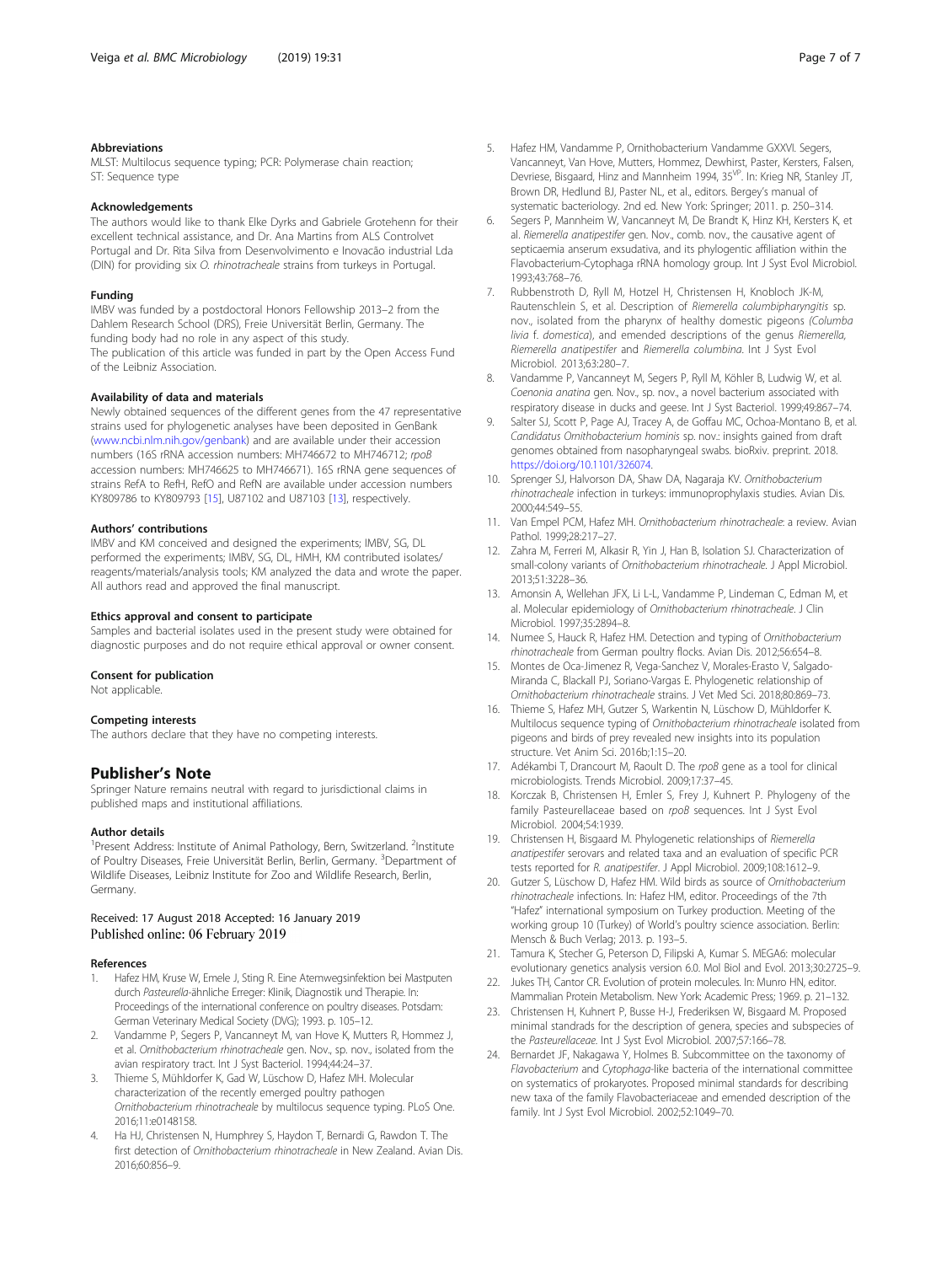### Abbreviations

MLST: Multilocus sequence typing; PCR: Polymerase chain reaction; ST: Sequence type

### Acknowledgements

The authors would like to thank Elke Dyrks and Gabriele Grotehenn for their excellent technical assistance, and Dr. Ana Martins from ALS Controlvet Portugal and Dr. Rita Silva from Desenvolvimento e Inovacão industrial Lda (DIN) for providing six *O. rhinotracheale* strains from turkeys in Portugal.

### Funding

IMBV was funded by a postdoctoral Honors Fellowship 2013–2 from the Dahlem Research School (DRS), Freie Universität Berlin, Germany. The funding body had no role in any aspect of this study.
The publication of this article was funded in part by the Open Access Fund of the Leibniz Association.

### Availability of data and materials

Newly obtained sequences of the different genes from the 47 representative strains used for phylogenetic analyses have been deposited in GenBank (www.ncbi.nlm.nih.gov/genbank) and are available under their accession numbers (16S rRNA accession numbers: MH746672 to MH746712; *rpoB* accession numbers: MH746625 to MH746671). 16S rRNA gene sequences of strains RefA to RefH, RefO and RefN are available under accession numbers KY809786 to KY809793 [15], U87102 and U87103 [13], respectively.

### Authors' contributions

IMBV and KM conceived and designed the experiments; IMBV, SG, DL performed the experiments; IMBV, SG, DL, HMH, KM contributed isolates/ reagents/materials/analysis tools; KM analyzed the data and wrote the paper. All authors read and approved the final manuscript.

### Ethics approval and consent to participate

Samples and bacterial isolates used in the present study were obtained for diagnostic purposes and do not require ethical approval or owner consent.

### Consent for publication

Not applicable.

### Competing interests

The authors declare that they have no competing interests.

## Publisher's Note

Springer Nature remains neutral with regard to jurisdictional claims in published maps and institutional affiliations.

### Author details

[1]Present Address: Institute of Animal Pathology, Bern, Switzerland. [2]Institute of Poultry Diseases, Freie Universität Berlin, Berlin, Germany. [3]Department of Wildlife Diseases, Leibniz Institute for Zoo and Wildlife Research, Berlin, Germany.

Received: 17 August 2018 Accepted: 16 January 2019
Published online: 06 February 2019

### References

1. Hafez HM, Kruse W, Emele J, Sting R. Eine Atemwegsinfektion bei Mastputen durch *Pasteurella*-ähnliche Erreger: Klinik, Diagnostik und Therapie. In: Proceedings of the international conference on poultry diseases. Potsdam: German Veterinary Medical Society (DVG); 1993. p. 105–12.
2. Vandamme P, Segers P, Vancanneyt M, van Hove K, Mutters R, Hommez J, et al. *Ornithobacterium rhinotracheale* gen. Nov., sp. nov., isolated from the avian respiratory tract. Int J Syst Bacteriol. 1994;44:24–37.
3. Thieme S, Mühldorfer K, Gad W, Lüschow D, Hafez MH. Molecular characterization of the recently emerged poultry pathogen *Ornithobacterium rhinotracheale* by multilocus sequence typing. PLoS One. 2016;11:e0148158.
4. Ha HJ, Christensen N, Humphrey S, Haydon T, Bernardi G, Rawdon T. The first detection of *Ornithobacterium rhinotracheale* in New Zealand. Avian Dis. 2016;60:856–9.
5. Hafez HM, Vandamme P, Ornithobacterium Vandamme GXXVI. Segers, Vancanneyt, Van Hove, Mutters, Hommez, Dewhirst, Paster, Kersters, Falsen, Devriese, Bisgaard, Hinz and Mannheim 1994, 35[VP]. In: Krieg NR, Stanley JT, Brown DR, Hedlund BJ, Paster NL, et al., editors. Bergey's manual of systematic bacteriology. 2nd ed. New York: Springer; 2011. p. 250–314.
6. Segers P, Mannheim W, Vancanneyt M, De Brandt K, Hinz KH, Kersters K, et al. *Riemerella anatipestifer* gen. Nov., comb. nov., the causative agent of septicaemia anserum exsudativa, and its phylogentic affiliation within the Flavobacterium-Cytophaga rRNA homology group. Int J Syst Evol Microbiol. 1993;43:768–76.
7. Rubbenstroth D, Ryll M, Hotzel H, Christensen H, Knobloch JK-M, Rautenschlein S, et al. Description of *Riemerella columbipharyngitis* sp. nov., isolated from the pharynx of healthy domestic pigeons *(Columba livia* f. *domestica*), and emended descriptions of the genus *Riemerella*, *Riemerella anatipestifer* and *Riemerella columbina*. Int J Syst Evol Microbiol. 2013;63:280–7.
8. Vandamme P, Vancanneyt M, Segers P, Ryll M, Köhler B, Ludwig W, et al. *Coenonia anatina* gen. Nov., sp. nov., a novel bacterium associated with respiratory disease in ducks and geese. Int J Syst Bacteriol. 1999;49:867–74.
9. Salter SJ, Scott P, Page AJ, Tracey A, de Goffau MC, Ochoa-Montano B, et al. *Candidatus Ornithobacterium hominis* sp. nov.: insights gained from draft genomes obtained from nasopharyngeal swabs. bioRxiv. preprint. 2018. https://doi.org/10.1101/326074.
10. Sprenger SJ, Halvorson DA, Shaw DA, Nagaraja KV. *Ornithobacterium rhinotracheale* infection in turkeys: immunoprophylaxis studies. Avian Dis. 2000;44:549–55.
11. Van Empel PCM, Hafez MH. *Ornithobacterium rhinotracheale*: a review. Avian Pathol. 1999;28:217–27.
12. Zahra M, Ferreri M, Alkasir R, Yin J, Han B, Isolation SJ. Characterization of small-colony variants of *Ornithobacterium rhinotracheale*. J Appl Microbiol. 2013;51:3228–36.
13. Amonsin A, Wellehan JFX, Li L-L, Vandamme P, Lindeman C, Edman M, et al. Molecular epidemiology of *Ornithobacterium rhinotracheale*. J Clin Microbiol. 1997;35:2894–8.
14. Numee S, Hauck R, Hafez HM. Detection and typing of *Ornithobacterium rhinotracheale* from German poultry flocks. Avian Dis. 2012;56:654–8.
15. Montes de Oca-Jimenez R, Vega-Sanchez V, Morales-Erasto V, Salgado-Miranda C, Blackall PJ, Soriano-Vargas E. Phylogenetic relationship of *Ornithobacterium rhinotracheale* strains. J Vet Med Sci. 2018;80:869–73.
16. Thieme S, Hafez MH, Gutzer S, Warkentin N, Lüschow D, Mühldorfer K. Multilocus sequence typing of *Ornithobacterium rhinotracheale* isolated from pigeons and birds of prey revealed new insights into its population structure. Vet Anim Sci. 2016b;1:15–20.
17. Adékambi T, Drancourt M, Raoult D. The *rpoB* gene as a tool for clinical microbiologists. Trends Microbiol. 2009;17:37–45.
18. Korczak B, Christensen H, Emler S, Frey J, Kuhnert P. Phylogeny of the family Pasteurellaceae based on *rpoB* sequences. Int J Syst Evol Microbiol. 2004;54:1939.
19. Christensen H, Bisgaard M. Phylogenetic relationships of *Riemerella anatipestifer* serovars and related taxa and an evaluation of specific PCR tests reported for *R. anatipestifer*. J Appl Microbiol. 2009;108:1612–9.
20. Gutzer S, Lüschow D, Hafez HM. Wild birds as source of *Ornithobacterium rhinotracheale* infections. In: Hafez HM, editor. Proceedings of the 7th "Hafez" international symposium on Turkey production. Meeting of the working group 10 (Turkey) of World's poultry science association. Berlin: Mensch & Buch Verlag; 2013. p. 193–5.
21. Tamura K, Stecher G, Peterson D, Filipski A, Kumar S. MEGA6: molecular evolutionary genetics analysis version 6.0. Mol Biol and Evol. 2013;30:2725–9.
22. Jukes TH, Cantor CR. Evolution of protein molecules. In: Munro HN, editor. Mammalian Protein Metabolism. New York: Academic Press; 1969. p. 21–132.
23. Christensen H, Kuhnert P, Busse H-J, Frederiksen W, Bisgaard M. Proposed minimal standrads for the description of genera, species and subspecies of the *Pasteurellaceae*. Int J Syst Evol Microbiol. 2007;57:166–78.
24. Bernardet JF, Nakagawa Y, Holmes B. Subcommittee on the taxonomy of *Flavobacterium* and *Cytophaga*-like bacteria of the international committee on systematics of prokaryotes. Proposed minimal standards for describing new taxa of the family Flavobacteriaceae and emended description of the family. Int J Syst Evol Microbiol. 2002;52:1049–70.